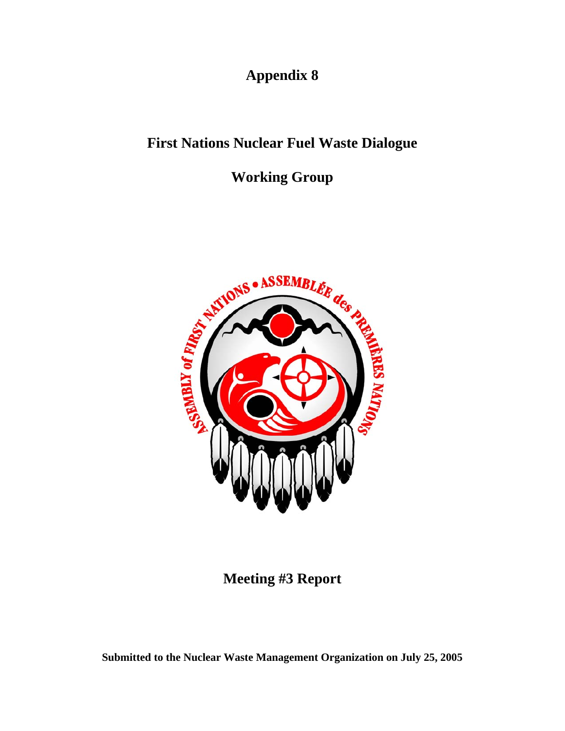# Appendix 8

# First Nations Nuclear Fuel Waste Dialogue

# Working Group

## Meeting #3 Report

**Submitted to the Nuclear Waste Management Organization on July 25, 2005**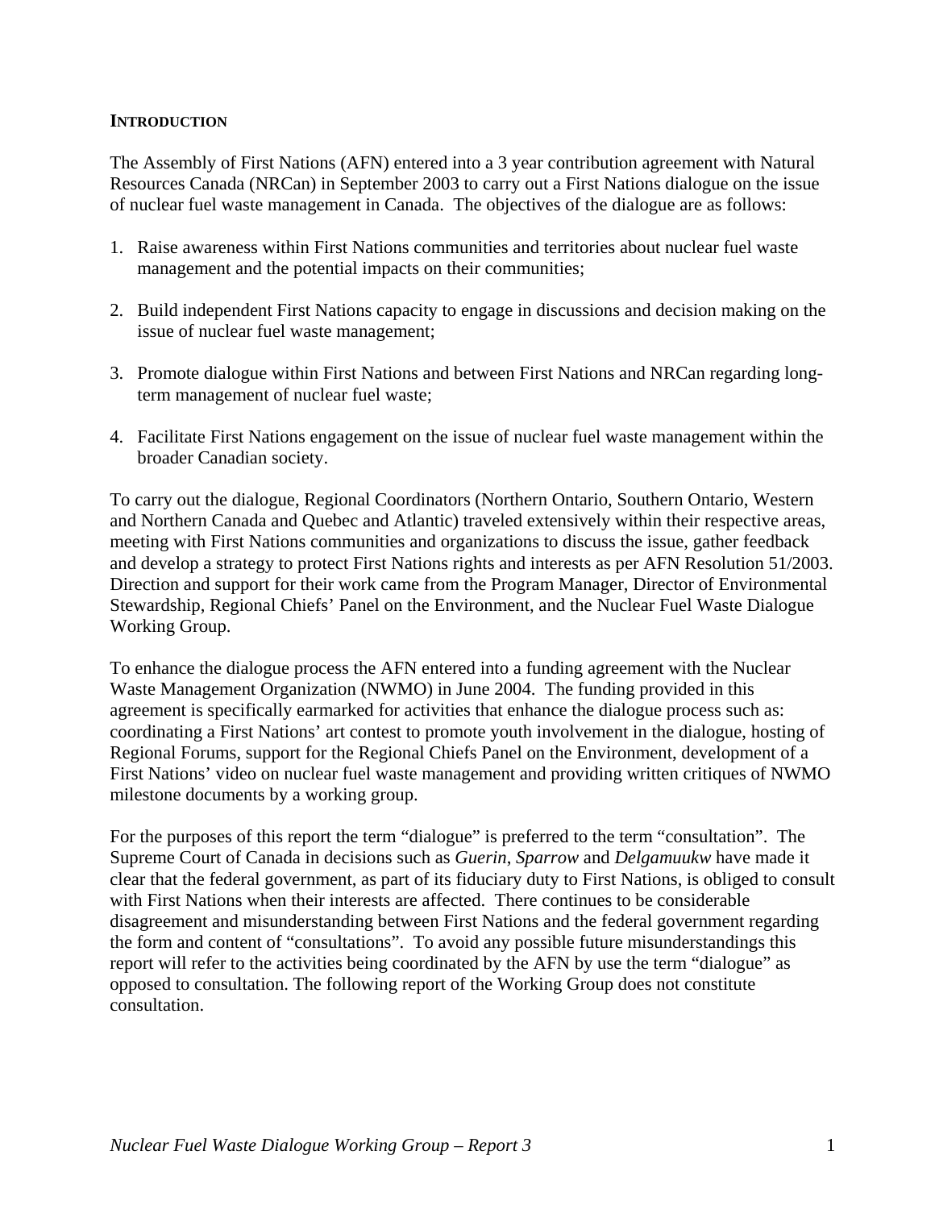## INTRODUCTION

The Assembly of First Nations (AFN) entered into a 3 year contribution agreement with Natural Resources Canada (NRCan) in September 2003 to carry out a First Nations dialogue on the issue of nuclear fuel waste management in Canada. The objectives of the dialogue are as follows:

1. Raise awareness within First Nations communities and territories about nuclear fuel waste management and the potential impacts on their communities;

2. Build independent First Nations capacity to engage in discussions and decision making on the issue of nuclear fuel waste management;

3. Promote dialogue within First Nations and between First Nations and NRCan regarding long-term management of nuclear fuel waste;

4. Facilitate First Nations engagement on the issue of nuclear fuel waste management within the broader Canadian society.

To carry out the dialogue, Regional Coordinators (Northern Ontario, Southern Ontario, Western and Northern Canada and Quebec and Atlantic) traveled extensively within their respective areas, meeting with First Nations communities and organizations to discuss the issue, gather feedback and develop a strategy to protect First Nations rights and interests as per AFN Resolution 51/2003. Direction and support for their work came from the Program Manager, Director of Environmental Stewardship, Regional Chiefs' Panel on the Environment, and the Nuclear Fuel Waste Dialogue Working Group.

To enhance the dialogue process the AFN entered into a funding agreement with the Nuclear Waste Management Organization (NWMO) in June 2004. The funding provided in this agreement is specifically earmarked for activities that enhance the dialogue process such as: coordinating a First Nations' art contest to promote youth involvement in the dialogue, hosting of Regional Forums, support for the Regional Chiefs Panel on the Environment, development of a First Nations' video on nuclear fuel waste management and providing written critiques of NWMO milestone documents by a working group.

For the purposes of this report the term "dialogue" is preferred to the term "consultation". The Supreme Court of Canada in decisions such as *Guerin*, *Sparrow* and *Delgamuukw* have made it clear that the federal government, as part of its fiduciary duty to First Nations, is obliged to consult with First Nations when their interests are affected. There continues to be considerable disagreement and misunderstanding between First Nations and the federal government regarding the form and content of "consultations". To avoid any possible future misunderstandings this report will refer to the activities being coordinated by the AFN by use the term "dialogue" as opposed to consultation. The following report of the Working Group does not constitute consultation.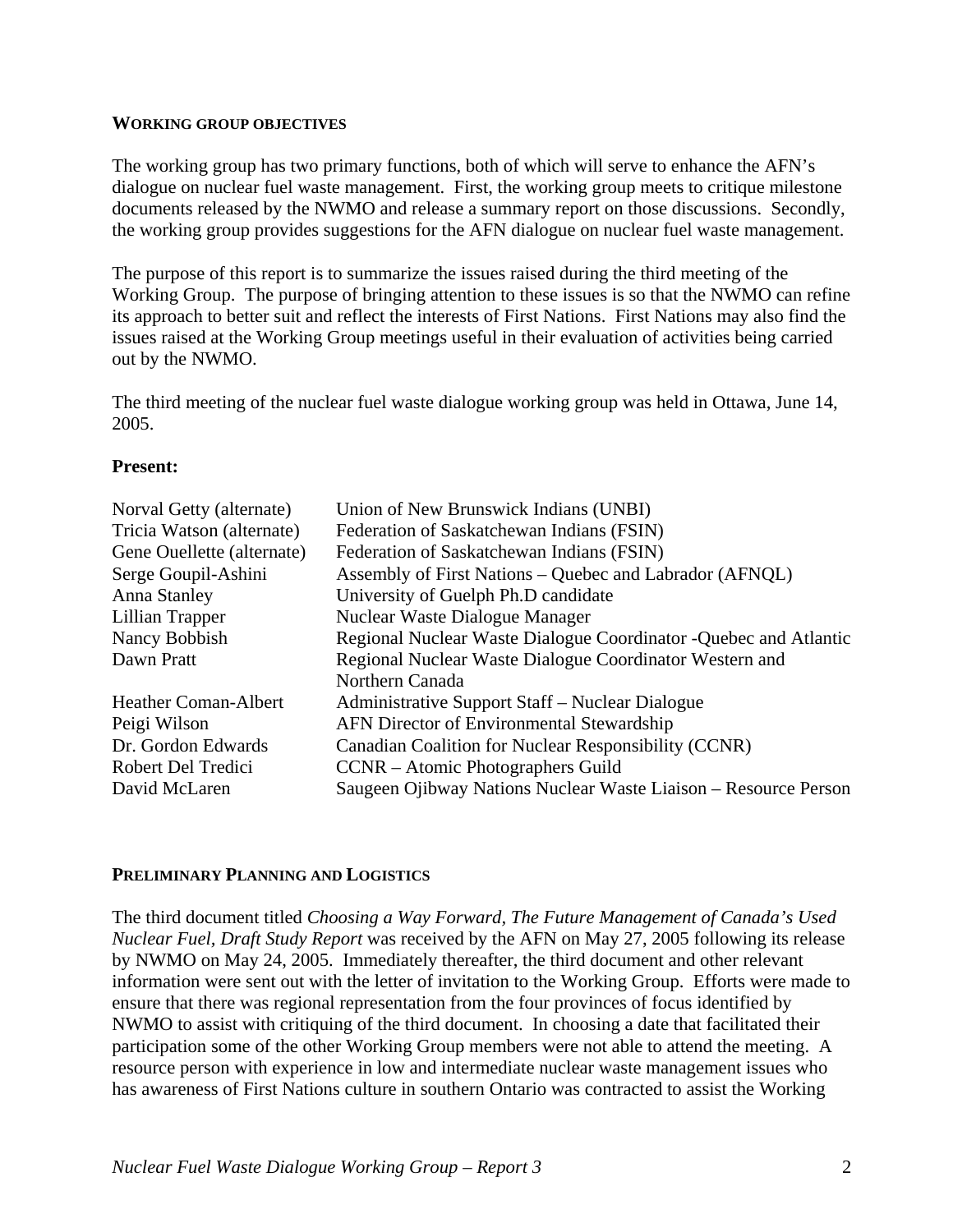## WORKING GROUP OBJECTIVES

The working group has two primary functions, both of which will serve to enhance the AFN's dialogue on nuclear fuel waste management. First, the working group meets to critique milestone documents released by the NWMO and release a summary report on those discussions. Secondly, the working group provides suggestions for the AFN dialogue on nuclear fuel waste management.

The purpose of this report is to summarize the issues raised during the third meeting of the Working Group. The purpose of bringing attention to these issues is so that the NWMO can refine its approach to better suit and reflect the interests of First Nations. First Nations may also find the issues raised at the Working Group meetings useful in their evaluation of activities being carried out by the NWMO.

The third meeting of the nuclear fuel waste dialogue working group was held in Ottawa, June 14, 2005.

**Present:**

| | |
|---|---|
| Norval Getty (alternate) | Union of New Brunswick Indians (UNBI) |
| Tricia Watson (alternate) | Federation of Saskatchewan Indians (FSIN) |
| Gene Ouellette (alternate) | Federation of Saskatchewan Indians (FSIN) |
| Serge Goupil-Ashini | Assembly of First Nations – Quebec and Labrador (AFNQL) |
| Anna Stanley | University of Guelph Ph.D candidate |
| Lillian Trapper | Nuclear Waste Dialogue Manager |
| Nancy Bobbish | Regional Nuclear Waste Dialogue Coordinator -Quebec and Atlantic |
| Dawn Pratt | Regional Nuclear Waste Dialogue Coordinator Western and Northern Canada |
| Heather Coman-Albert | Administrative Support Staff – Nuclear Dialogue |
| Peigi Wilson | AFN Director of Environmental Stewardship |
| Dr. Gordon Edwards | Canadian Coalition for Nuclear Responsibility (CCNR) |
| Robert Del Tredici | CCNR – Atomic Photographers Guild |
| David McLaren | Saugeen Ojibway Nations Nuclear Waste Liaison – Resource Person |

## PRELIMINARY PLANNING AND LOGISTICS

The third document titled *Choosing a Way Forward, The Future Management of Canada's Used Nuclear Fuel, Draft Study Report* was received by the AFN on May 27, 2005 following its release by NWMO on May 24, 2005. Immediately thereafter, the third document and other relevant information were sent out with the letter of invitation to the Working Group. Efforts were made to ensure that there was regional representation from the four provinces of focus identified by NWMO to assist with critiquing of the third document. In choosing a date that facilitated their participation some of the other Working Group members were not able to attend the meeting. A resource person with experience in low and intermediate nuclear waste management issues who has awareness of First Nations culture in southern Ontario was contracted to assist the Working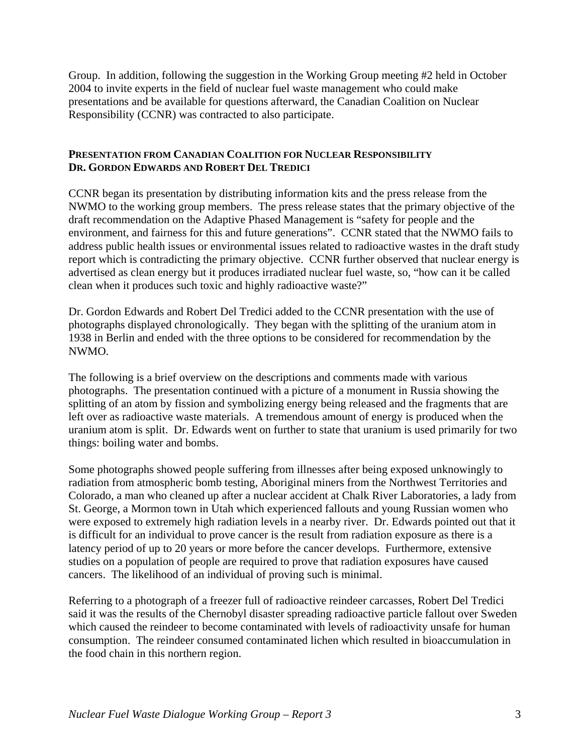Group. In addition, following the suggestion in the Working Group meeting #2 held in October 2004 to invite experts in the field of nuclear fuel waste management who could make presentations and be available for questions afterward, the Canadian Coalition on Nuclear Responsibility (CCNR) was contracted to also participate.

### PRESENTATION FROM CANADIAN COALITION FOR NUCLEAR RESPONSIBILITY DR. GORDON EDWARDS AND ROBERT DEL TREDICI

CCNR began its presentation by distributing information kits and the press release from the NWMO to the working group members. The press release states that the primary objective of the draft recommendation on the Adaptive Phased Management is "safety for people and the environment, and fairness for this and future generations". CCNR stated that the NWMO fails to address public health issues or environmental issues related to radioactive wastes in the draft study report which is contradicting the primary objective. CCNR further observed that nuclear energy is advertised as clean energy but it produces irradiated nuclear fuel waste, so, "how can it be called clean when it produces such toxic and highly radioactive waste?"

Dr. Gordon Edwards and Robert Del Tredici added to the CCNR presentation with the use of photographs displayed chronologically. They began with the splitting of the uranium atom in 1938 in Berlin and ended with the three options to be considered for recommendation by the NWMO.

The following is a brief overview on the descriptions and comments made with various photographs. The presentation continued with a picture of a monument in Russia showing the splitting of an atom by fission and symbolizing energy being released and the fragments that are left over as radioactive waste materials. A tremendous amount of energy is produced when the uranium atom is split. Dr. Edwards went on further to state that uranium is used primarily for two things: boiling water and bombs.

Some photographs showed people suffering from illnesses after being exposed unknowingly to radiation from atmospheric bomb testing, Aboriginal miners from the Northwest Territories and Colorado, a man who cleaned up after a nuclear accident at Chalk River Laboratories, a lady from St. George, a Mormon town in Utah which experienced fallouts and young Russian women who were exposed to extremely high radiation levels in a nearby river. Dr. Edwards pointed out that it is difficult for an individual to prove cancer is the result from radiation exposure as there is a latency period of up to 20 years or more before the cancer develops. Furthermore, extensive studies on a population of people are required to prove that radiation exposures have caused cancers. The likelihood of an individual of proving such is minimal.

Referring to a photograph of a freezer full of radioactive reindeer carcasses, Robert Del Tredici said it was the results of the Chernobyl disaster spreading radioactive particle fallout over Sweden which caused the reindeer to become contaminated with levels of radioactivity unsafe for human consumption. The reindeer consumed contaminated lichen which resulted in bioaccumulation in the food chain in this northern region.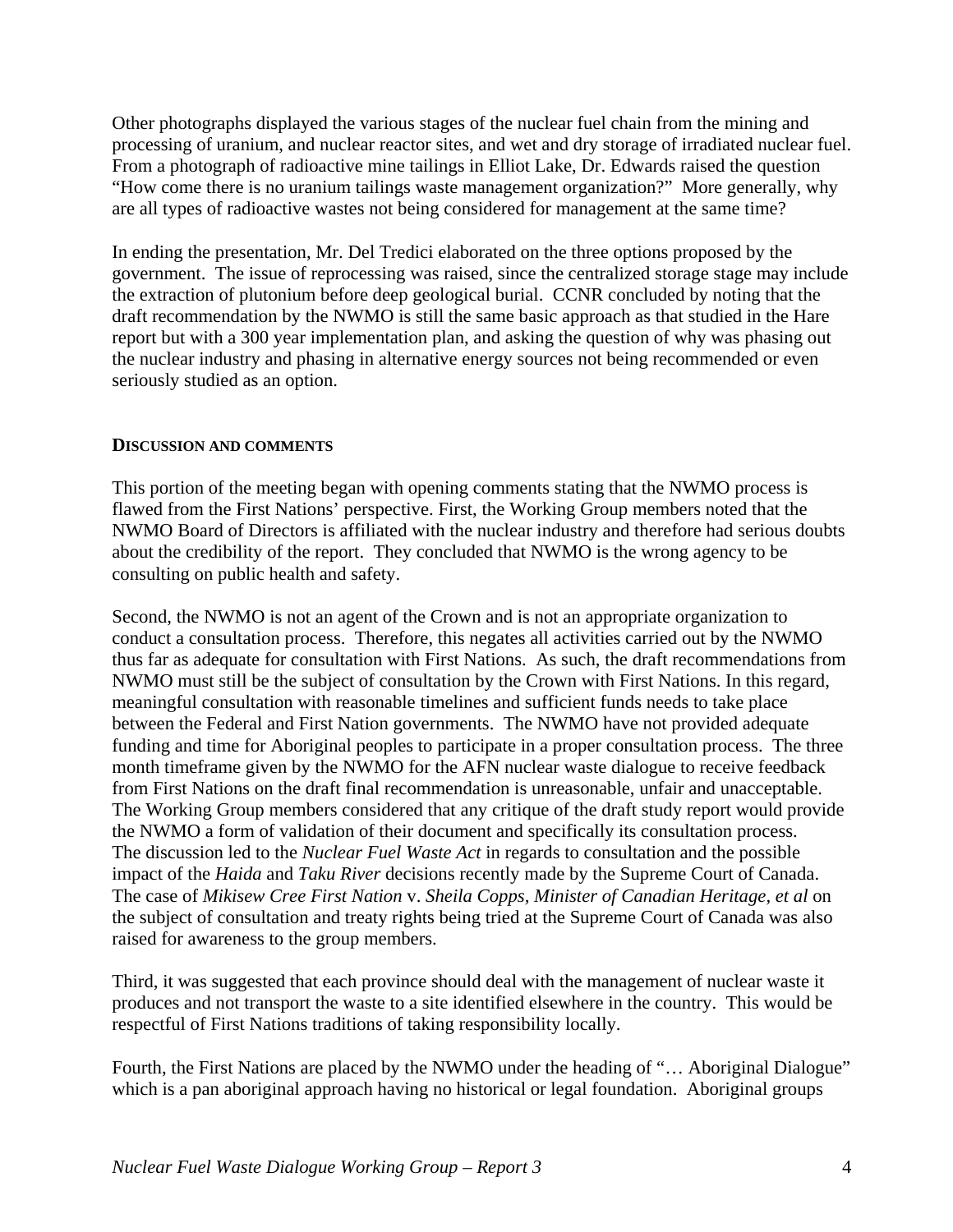Other photographs displayed the various stages of the nuclear fuel chain from the mining and processing of uranium, and nuclear reactor sites, and wet and dry storage of irradiated nuclear fuel. From a photograph of radioactive mine tailings in Elliot Lake, Dr. Edwards raised the question "How come there is no uranium tailings waste management organization?" More generally, why are all types of radioactive wastes not being considered for management at the same time?

In ending the presentation, Mr. Del Tredici elaborated on the three options proposed by the government. The issue of reprocessing was raised, since the centralized storage stage may include the extraction of plutonium before deep geological burial. CCNR concluded by noting that the draft recommendation by the NWMO is still the same basic approach as that studied in the Hare report but with a 300 year implementation plan, and asking the question of why was phasing out the nuclear industry and phasing in alternative energy sources not being recommended or even seriously studied as an option.

**DISCUSSION AND COMMENTS**

This portion of the meeting began with opening comments stating that the NWMO process is flawed from the First Nations' perspective. First, the Working Group members noted that the NWMO Board of Directors is affiliated with the nuclear industry and therefore had serious doubts about the credibility of the report. They concluded that NWMO is the wrong agency to be consulting on public health and safety.

Second, the NWMO is not an agent of the Crown and is not an appropriate organization to conduct a consultation process. Therefore, this negates all activities carried out by the NWMO thus far as adequate for consultation with First Nations. As such, the draft recommendations from NWMO must still be the subject of consultation by the Crown with First Nations. In this regard, meaningful consultation with reasonable timelines and sufficient funds needs to take place between the Federal and First Nation governments. The NWMO have not provided adequate funding and time for Aboriginal peoples to participate in a proper consultation process. The three month timeframe given by the NWMO for the AFN nuclear waste dialogue to receive feedback from First Nations on the draft final recommendation is unreasonable, unfair and unacceptable. The Working Group members considered that any critique of the draft study report would provide the NWMO a form of validation of their document and specifically its consultation process. The discussion led to the *Nuclear Fuel Waste Act* in regards to consultation and the possible impact of the *Haida* and *Taku River* decisions recently made by the Supreme Court of Canada. The case of *Mikisew Cree First Nation* v. *Sheila Copps, Minister of Canadian Heritage, et al* on the subject of consultation and treaty rights being tried at the Supreme Court of Canada was also raised for awareness to the group members.

Third, it was suggested that each province should deal with the management of nuclear waste it produces and not transport the waste to a site identified elsewhere in the country. This would be respectful of First Nations traditions of taking responsibility locally.

Fourth, the First Nations are placed by the NWMO under the heading of "… Aboriginal Dialogue" which is a pan aboriginal approach having no historical or legal foundation. Aboriginal groups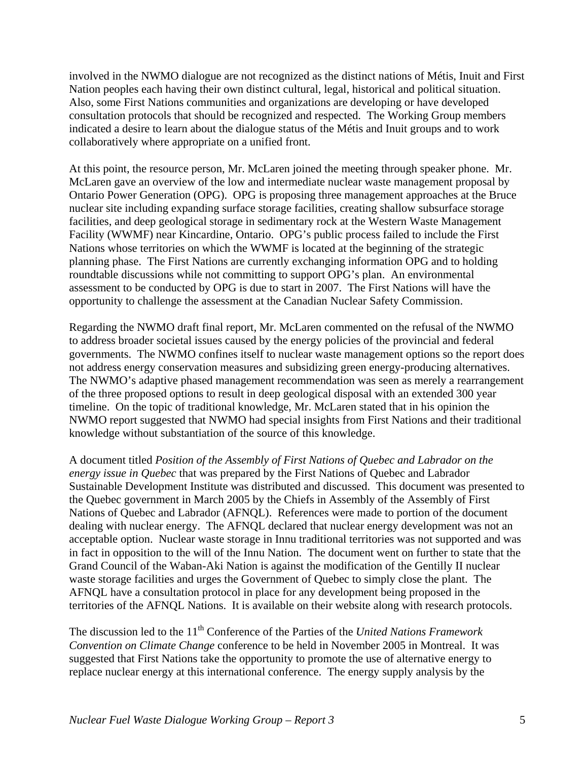involved in the NWMO dialogue are not recognized as the distinct nations of Métis, Inuit and First Nation peoples each having their own distinct cultural, legal, historical and political situation. Also, some First Nations communities and organizations are developing or have developed consultation protocols that should be recognized and respected. The Working Group members indicated a desire to learn about the dialogue status of the Métis and Inuit groups and to work collaboratively where appropriate on a unified front.

At this point, the resource person, Mr. McLaren joined the meeting through speaker phone. Mr. McLaren gave an overview of the low and intermediate nuclear waste management proposal by Ontario Power Generation (OPG). OPG is proposing three management approaches at the Bruce nuclear site including expanding surface storage facilities, creating shallow subsurface storage facilities, and deep geological storage in sedimentary rock at the Western Waste Management Facility (WWMF) near Kincardine, Ontario. OPG's public process failed to include the First Nations whose territories on which the WWMF is located at the beginning of the strategic planning phase. The First Nations are currently exchanging information OPG and to holding roundtable discussions while not committing to support OPG's plan. An environmental assessment to be conducted by OPG is due to start in 2007. The First Nations will have the opportunity to challenge the assessment at the Canadian Nuclear Safety Commission.

Regarding the NWMO draft final report, Mr. McLaren commented on the refusal of the NWMO to address broader societal issues caused by the energy policies of the provincial and federal governments. The NWMO confines itself to nuclear waste management options so the report does not address energy conservation measures and subsidizing green energy-producing alternatives. The NWMO's adaptive phased management recommendation was seen as merely a rearrangement of the three proposed options to result in deep geological disposal with an extended 300 year timeline. On the topic of traditional knowledge, Mr. McLaren stated that in his opinion the NWMO report suggested that NWMO had special insights from First Nations and their traditional knowledge without substantiation of the source of this knowledge.

A document titled *Position of the Assembly of First Nations of Quebec and Labrador on the energy issue in Quebec* that was prepared by the First Nations of Quebec and Labrador Sustainable Development Institute was distributed and discussed. This document was presented to the Quebec government in March 2005 by the Chiefs in Assembly of the Assembly of First Nations of Quebec and Labrador (AFNQL). References were made to portion of the document dealing with nuclear energy. The AFNQL declared that nuclear energy development was not an acceptable option. Nuclear waste storage in Innu traditional territories was not supported and was in fact in opposition to the will of the Innu Nation. The document went on further to state that the Grand Council of the Waban-Aki Nation is against the modification of the Gentilly II nuclear waste storage facilities and urges the Government of Quebec to simply close the plant. The AFNQL have a consultation protocol in place for any development being proposed in the territories of the AFNQL Nations. It is available on their website along with research protocols.

The discussion led to the 11th Conference of the Parties of the *United Nations Framework Convention on Climate Change* conference to be held in November 2005 in Montreal. It was suggested that First Nations take the opportunity to promote the use of alternative energy to replace nuclear energy at this international conference. The energy supply analysis by the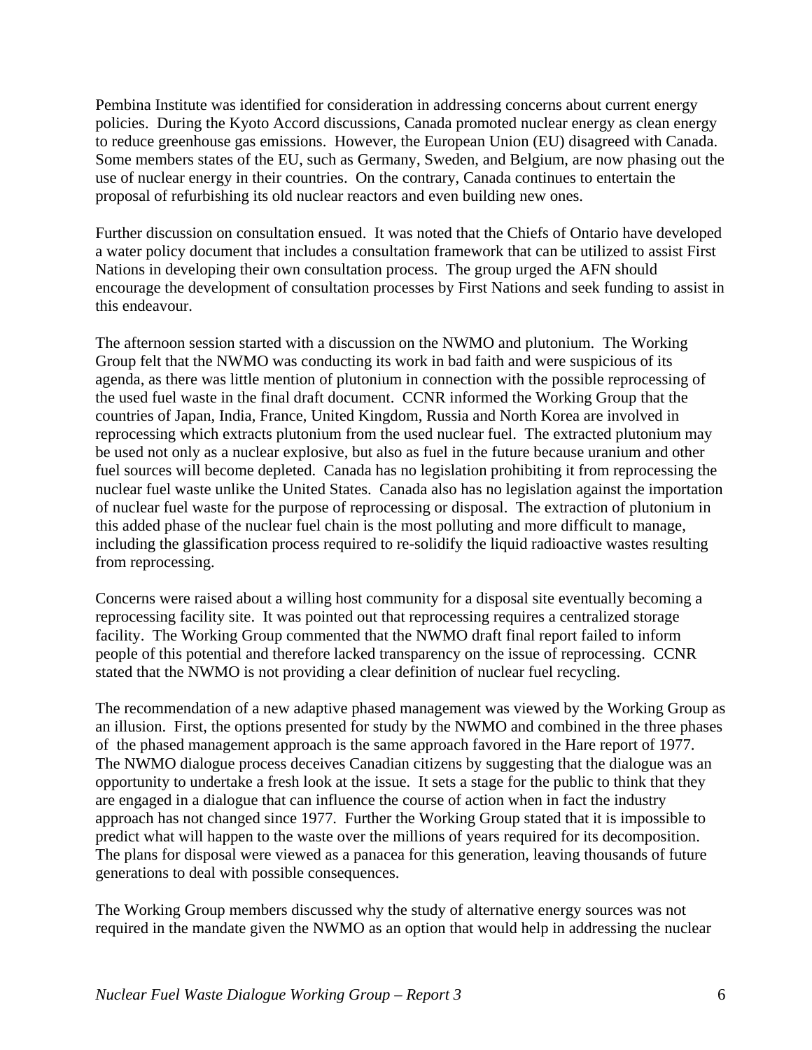Pembina Institute was identified for consideration in addressing concerns about current energy policies. During the Kyoto Accord discussions, Canada promoted nuclear energy as clean energy to reduce greenhouse gas emissions. However, the European Union (EU) disagreed with Canada. Some members states of the EU, such as Germany, Sweden, and Belgium, are now phasing out the use of nuclear energy in their countries. On the contrary, Canada continues to entertain the proposal of refurbishing its old nuclear reactors and even building new ones.

Further discussion on consultation ensued. It was noted that the Chiefs of Ontario have developed a water policy document that includes a consultation framework that can be utilized to assist First Nations in developing their own consultation process. The group urged the AFN should encourage the development of consultation processes by First Nations and seek funding to assist in this endeavour.

The afternoon session started with a discussion on the NWMO and plutonium. The Working Group felt that the NWMO was conducting its work in bad faith and were suspicious of its agenda, as there was little mention of plutonium in connection with the possible reprocessing of the used fuel waste in the final draft document. CCNR informed the Working Group that the countries of Japan, India, France, United Kingdom, Russia and North Korea are involved in reprocessing which extracts plutonium from the used nuclear fuel. The extracted plutonium may be used not only as a nuclear explosive, but also as fuel in the future because uranium and other fuel sources will become depleted. Canada has no legislation prohibiting it from reprocessing the nuclear fuel waste unlike the United States. Canada also has no legislation against the importation of nuclear fuel waste for the purpose of reprocessing or disposal. The extraction of plutonium in this added phase of the nuclear fuel chain is the most polluting and more difficult to manage, including the glassification process required to re-solidify the liquid radioactive wastes resulting from reprocessing.

Concerns were raised about a willing host community for a disposal site eventually becoming a reprocessing facility site. It was pointed out that reprocessing requires a centralized storage facility. The Working Group commented that the NWMO draft final report failed to inform people of this potential and therefore lacked transparency on the issue of reprocessing. CCNR stated that the NWMO is not providing a clear definition of nuclear fuel recycling.

The recommendation of a new adaptive phased management was viewed by the Working Group as an illusion. First, the options presented for study by the NWMO and combined in the three phases of the phased management approach is the same approach favored in the Hare report of 1977. The NWMO dialogue process deceives Canadian citizens by suggesting that the dialogue was an opportunity to undertake a fresh look at the issue. It sets a stage for the public to think that they are engaged in a dialogue that can influence the course of action when in fact the industry approach has not changed since 1977. Further the Working Group stated that it is impossible to predict what will happen to the waste over the millions of years required for its decomposition. The plans for disposal were viewed as a panacea for this generation, leaving thousands of future generations to deal with possible consequences.

The Working Group members discussed why the study of alternative energy sources was not required in the mandate given the NWMO as an option that would help in addressing the nuclear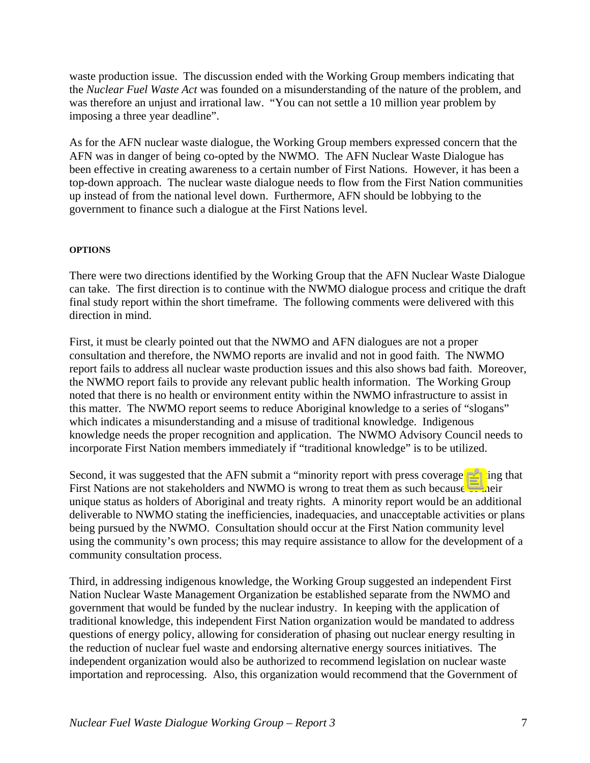waste production issue. The discussion ended with the Working Group members indicating that the *Nuclear Fuel Waste Act* was founded on a misunderstanding of the nature of the problem, and was therefore an unjust and irrational law. "You can not settle a 10 million year problem by imposing a three year deadline".

As for the AFN nuclear waste dialogue, the Working Group members expressed concern that the AFN was in danger of being co-opted by the NWMO. The AFN Nuclear Waste Dialogue has been effective in creating awareness to a certain number of First Nations. However, it has been a top-down approach. The nuclear waste dialogue needs to flow from the First Nation communities up instead of from the national level down. Furthermore, AFN should be lobbying to the government to finance such a dialogue at the First Nations level.

**OPTIONS**

There were two directions identified by the Working Group that the AFN Nuclear Waste Dialogue can take. The first direction is to continue with the NWMO dialogue process and critique the draft final study report within the short timeframe. The following comments were delivered with this direction in mind.

First, it must be clearly pointed out that the NWMO and AFN dialogues are not a proper consultation and therefore, the NWMO reports are invalid and not in good faith. The NWMO report fails to address all nuclear waste production issues and this also shows bad faith. Moreover, the NWMO report fails to provide any relevant public health information. The Working Group noted that there is no health or environment entity within the NWMO infrastructure to assist in this matter. The NWMO report seems to reduce Aboriginal knowledge to a series of "slogans" which indicates a misunderstanding and a misuse of traditional knowledge. Indigenous knowledge needs the proper recognition and application. The NWMO Advisory Council needs to incorporate First Nation members immediately if "traditional knowledge" is to be utilized.

Second, it was suggested that the AFN submit a "minority report with press coverage" stating that First Nations are not stakeholders and NWMO is wrong to treat them as such because of their unique status as holders of Aboriginal and treaty rights. A minority report would be an additional deliverable to NWMO stating the inefficiencies, inadequacies, and unacceptable activities or plans being pursued by the NWMO. Consultation should occur at the First Nation community level using the community's own process; this may require assistance to allow for the development of a community consultation process.

Third, in addressing indigenous knowledge, the Working Group suggested an independent First Nation Nuclear Waste Management Organization be established separate from the NWMO and government that would be funded by the nuclear industry. In keeping with the application of traditional knowledge, this independent First Nation organization would be mandated to address questions of energy policy, allowing for consideration of phasing out nuclear energy resulting in the reduction of nuclear fuel waste and endorsing alternative energy sources initiatives. The independent organization would also be authorized to recommend legislation on nuclear waste importation and reprocessing. Also, this organization would recommend that the Government of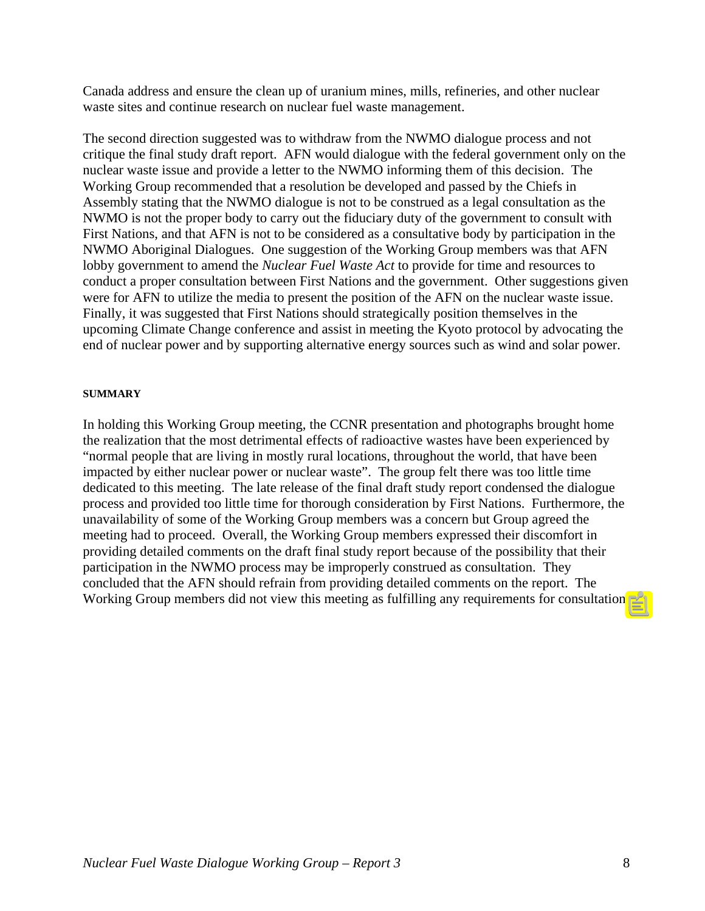Canada address and ensure the clean up of uranium mines, mills, refineries, and other nuclear waste sites and continue research on nuclear fuel waste management.

The second direction suggested was to withdraw from the NWMO dialogue process and not critique the final study draft report. AFN would dialogue with the federal government only on the nuclear waste issue and provide a letter to the NWMO informing them of this decision. The Working Group recommended that a resolution be developed and passed by the Chiefs in Assembly stating that the NWMO dialogue is not to be construed as a legal consultation as the NWMO is not the proper body to carry out the fiduciary duty of the government to consult with First Nations, and that AFN is not to be considered as a consultative body by participation in the NWMO Aboriginal Dialogues. One suggestion of the Working Group members was that AFN lobby government to amend the *Nuclear Fuel Waste Act* to provide for time and resources to conduct a proper consultation between First Nations and the government. Other suggestions given were for AFN to utilize the media to present the position of the AFN on the nuclear waste issue. Finally, it was suggested that First Nations should strategically position themselves in the upcoming Climate Change conference and assist in meeting the Kyoto protocol by advocating the end of nuclear power and by supporting alternative energy sources such as wind and solar power.

**SUMMARY**

In holding this Working Group meeting, the CCNR presentation and photographs brought home the realization that the most detrimental effects of radioactive wastes have been experienced by "normal people that are living in mostly rural locations, throughout the world, that have been impacted by either nuclear power or nuclear waste". The group felt there was too little time dedicated to this meeting. The late release of the final draft study report condensed the dialogue process and provided too little time for thorough consideration by First Nations. Furthermore, the unavailability of some of the Working Group members was a concern but Group agreed the meeting had to proceed. Overall, the Working Group members expressed their discomfort in providing detailed comments on the draft final study report because of the possibility that their participation in the NWMO process may be improperly construed as consultation. They concluded that the AFN should refrain from providing detailed comments on the report. The Working Group members did not view this meeting as fulfilling any requirements for consultation